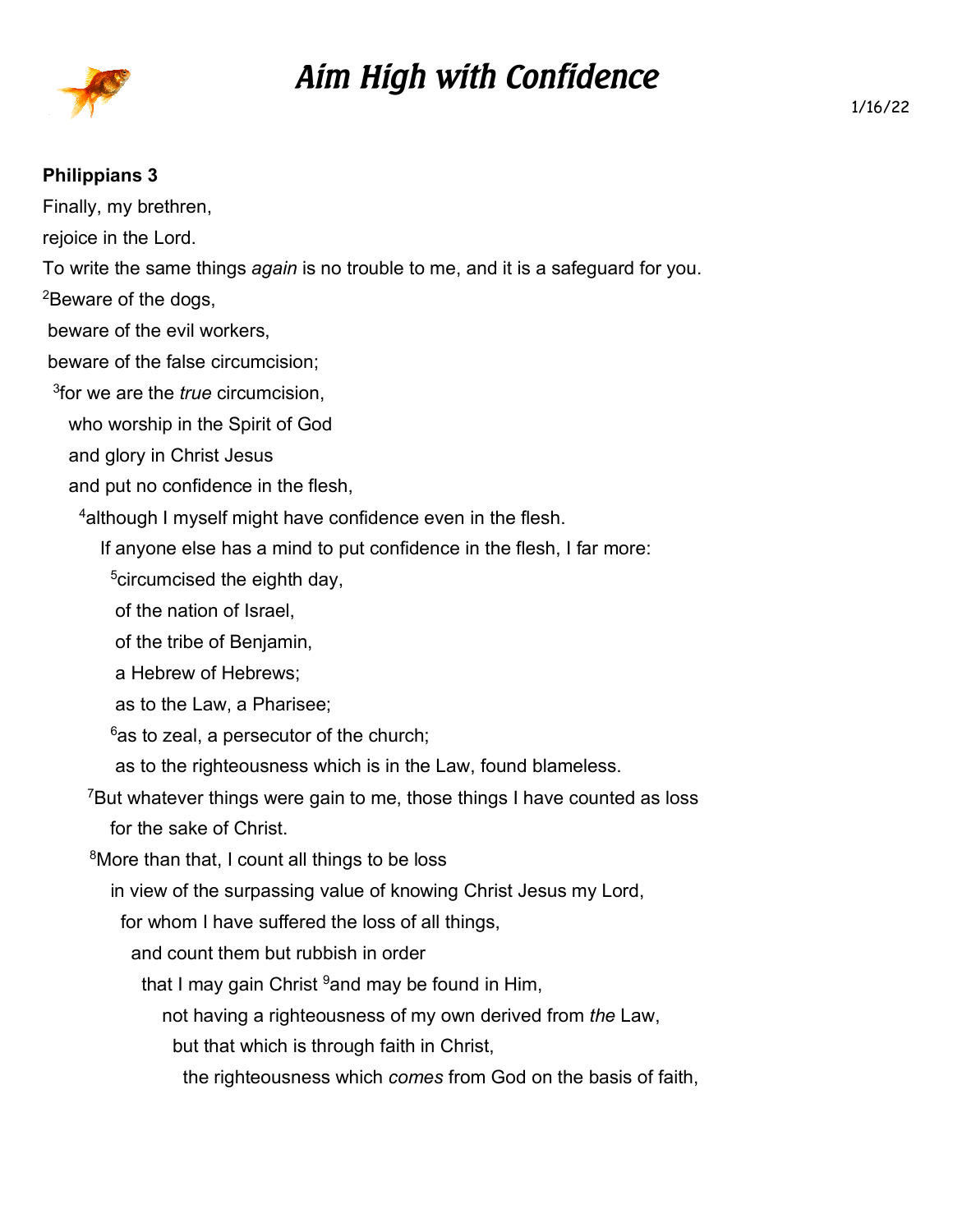# Aim High with Confidence

1/16/22

**Philippians 3**

Finally, my brethren,

rejoice in the Lord.

To write the same things *again* is no trouble to me, and it is a safeguard for you.

[2]Beware of the dogs,

beware of the evil workers,

beware of the false circumcision;

[3]for we are the *true* circumcision,

who worship in the Spirit of God

and glory in Christ Jesus

and put no confidence in the flesh,

[4]although I myself might have confidence even in the flesh.

If anyone else has a mind to put confidence in the flesh, I far more:

[5]circumcised the eighth day,

of the nation of Israel,

of the tribe of Benjamin,

a Hebrew of Hebrews;

as to the Law, a Pharisee;

[6]as to zeal, a persecutor of the church;

as to the righteousness which is in the Law, found blameless.

[7]But whatever things were gain to me, those things I have counted as loss

for the sake of Christ.

[8]More than that, I count all things to be loss

in view of the surpassing value of knowing Christ Jesus my Lord,

for whom I have suffered the loss of all things,

and count them but rubbish in order

that I may gain Christ [9]and may be found in Him,

not having a righteousness of my own derived from *the* Law,

but that which is through faith in Christ,

the righteousness which *comes* from God on the basis of faith,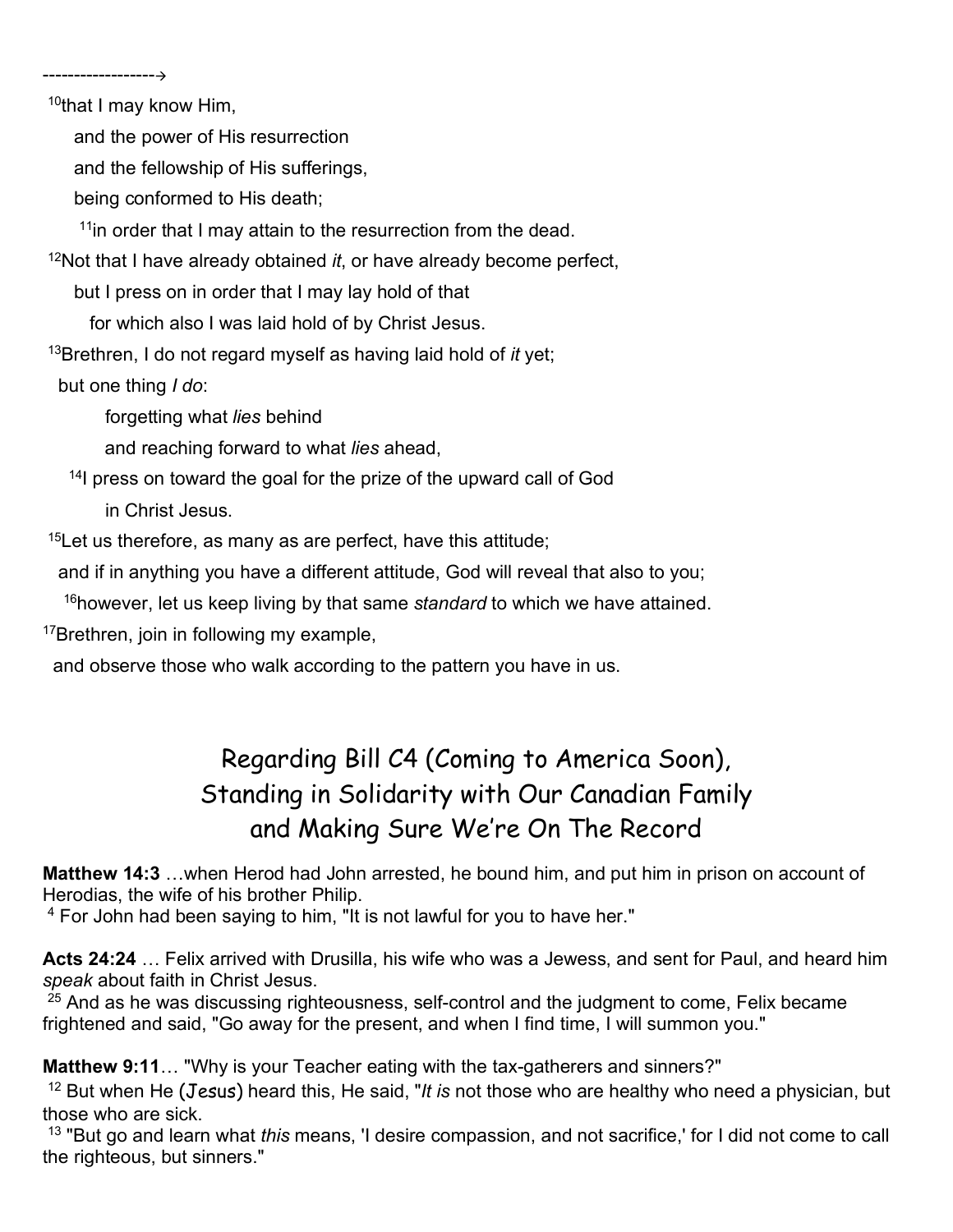------------------→

[10]that I may know Him,

and the power of His resurrection

and the fellowship of His sufferings,

being conformed to His death;

[11]in order that I may attain to the resurrection from the dead.

[12]Not that I have already obtained *it*, or have already become perfect,

but I press on in order that I may lay hold of that

for which also I was laid hold of by Christ Jesus.

[13]Brethren, I do not regard myself as having laid hold of *it* yet;

but one thing *I do*:

forgetting what *lies* behind

and reaching forward to what *lies* ahead,

[14]I press on toward the goal for the prize of the upward call of God

in Christ Jesus.

[15]Let us therefore, as many as are perfect, have this attitude;

and if in anything you have a different attitude, God will reveal that also to you;

[16]however, let us keep living by that same *standard* to which we have attained.

[17]Brethren, join in following my example,

and observe those who walk according to the pattern you have in us.

## Regarding Bill C4 (Coming to America Soon), Standing in Solidarity with Our Canadian Family and Making Sure We're On The Record

**Matthew 14:3** …when Herod had John arrested, he bound him, and put him in prison on account of Herodias, the wife of his brother Philip.
[4] For John had been saying to him, "It is not lawful for you to have her."

**Acts 24:24** … Felix arrived with Drusilla, his wife who was a Jewess, and sent for Paul, and heard him *speak* about faith in Christ Jesus.
[25] And as he was discussing righteousness, self-control and the judgment to come, Felix became frightened and said, "Go away for the present, and when I find time, I will summon you."

**Matthew 9:11**… "Why is your Teacher eating with the tax-gatherers and sinners?"
[12] But when He (Jesus) heard this, He said, "*It is* not those who are healthy who need a physician, but those who are sick.
[13] "But go and learn what *this* means, 'I desire compassion, and not sacrifice,' for I did not come to call the righteous, but sinners."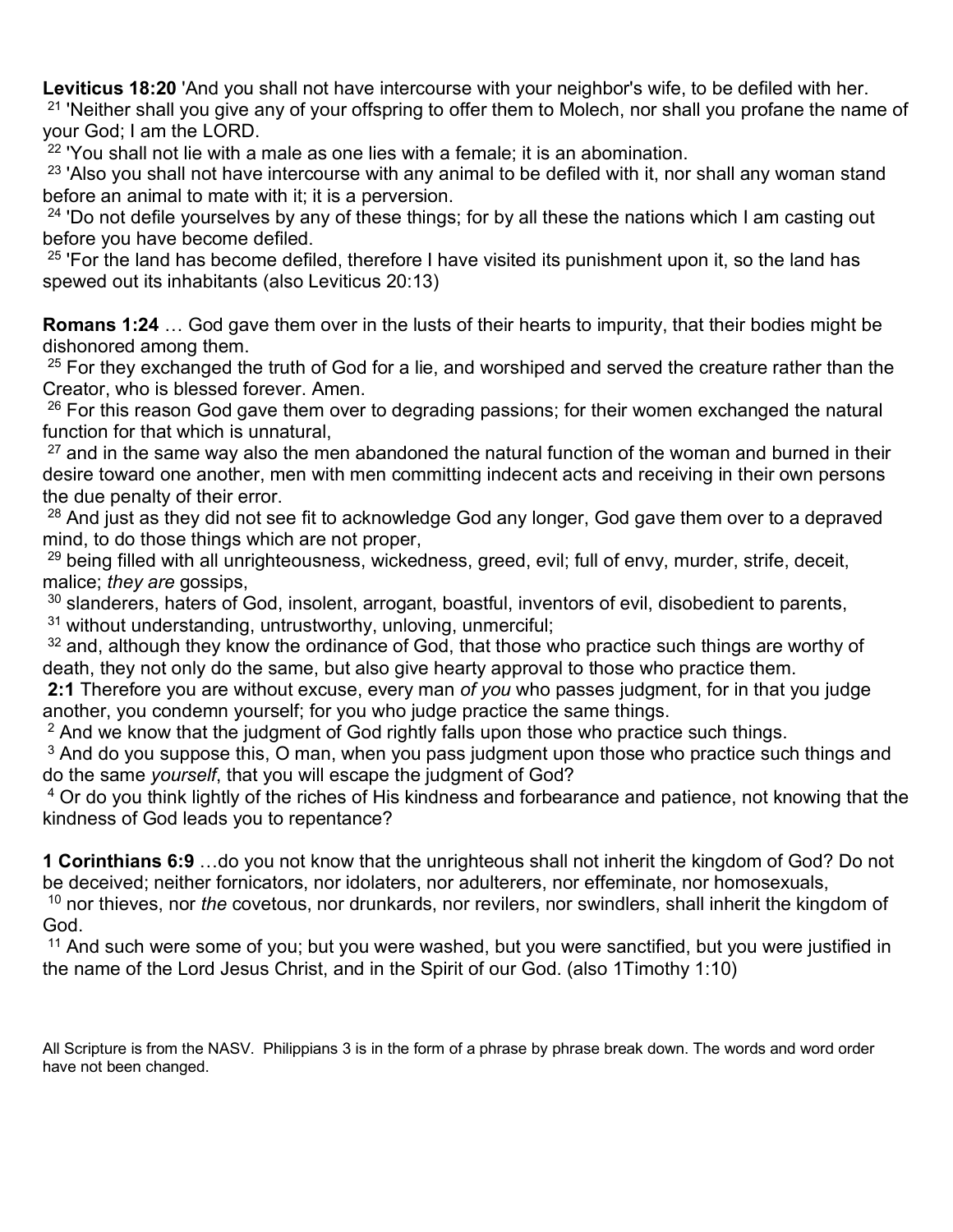**Leviticus 18:20** 'And you shall not have intercourse with your neighbor's wife, to be defiled with her.
[21] 'Neither shall you give any of your offspring to offer them to Molech, nor shall you profane the name of your God; I am the LORD.
[22] 'You shall not lie with a male as one lies with a female; it is an abomination.
[23] 'Also you shall not have intercourse with any animal to be defiled with it, nor shall any woman stand before an animal to mate with it; it is a perversion.
[24] 'Do not defile yourselves by any of these things; for by all these the nations which I am casting out before you have become defiled.
[25] 'For the land has become defiled, therefore I have visited its punishment upon it, so the land has spewed out its inhabitants (also Leviticus 20:13)

**Romans 1:24** … God gave them over in the lusts of their hearts to impurity, that their bodies might be dishonored among them.
[25] For they exchanged the truth of God for a lie, and worshiped and served the creature rather than the Creator, who is blessed forever. Amen.
[26] For this reason God gave them over to degrading passions; for their women exchanged the natural function for that which is unnatural,
[27] and in the same way also the men abandoned the natural function of the woman and burned in their desire toward one another, men with men committing indecent acts and receiving in their own persons the due penalty of their error.
[28] And just as they did not see fit to acknowledge God any longer, God gave them over to a depraved mind, to do those things which are not proper,
[29] being filled with all unrighteousness, wickedness, greed, evil; full of envy, murder, strife, deceit, malice; *they are* gossips,
[30] slanderers, haters of God, insolent, arrogant, boastful, inventors of evil, disobedient to parents,
[31] without understanding, untrustworthy, unloving, unmerciful;
[32] and, although they know the ordinance of God, that those who practice such things are worthy of death, they not only do the same, but also give hearty approval to those who practice them.
**2:1** Therefore you are without excuse, every man *of you* who passes judgment, for in that you judge another, you condemn yourself; for you who judge practice the same things.
[2] And we know that the judgment of God rightly falls upon those who practice such things.
[3] And do you suppose this, O man, when you pass judgment upon those who practice such things and do the same *yourself*, that you will escape the judgment of God?
[4] Or do you think lightly of the riches of His kindness and forbearance and patience, not knowing that the kindness of God leads you to repentance?

**1 Corinthians 6:9** …do you not know that the unrighteous shall not inherit the kingdom of God? Do not be deceived; neither fornicators, nor idolaters, nor adulterers, nor effeminate, nor homosexuals,
[10] nor thieves, nor *the* covetous, nor drunkards, nor revilers, nor swindlers, shall inherit the kingdom of God.
[11] And such were some of you; but you were washed, but you were sanctified, but you were justified in the name of the Lord Jesus Christ, and in the Spirit of our God. (also 1Timothy 1:10)

All Scripture is from the NASV. Philippians 3 is in the form of a phrase by phrase break down. The words and word order have not been changed.